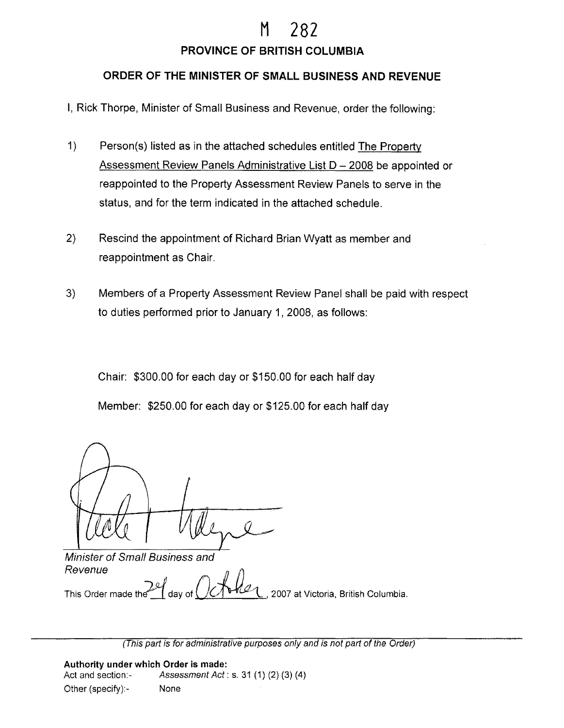# M 282

## PROVINCE OF BRITISH COLUMBIA

## ORDER OF THE MINISTER OF SMALL BUSINESS AND REVENUE

I, Rick Thorpe, Minister of Small Business and Revenue, order the following:

1) Person(s) listed as in the attached schedules entitled The Property Assessment Review Panels Administrative List D – 2008 be appointed or reappointed to the Property Assessment Review Panels to serve in the status, and for the term indicated in the attached schedule.

2) Rescind the appointment of Richard Brian Wyatt as member and reappointment as Chair.

3) Members of a Property Assessment Review Panel shall be paid with respect to duties performed prior to January 1, 2008, as follows:

Chair: $300.00 for each day or $150.00 for each half day

Member: $250.00 for each day or $125.00 for each half day

*Minister of Small Business and Revenue*

This Order made the 24 day of October, 2007 at Victoria, British Columbia.

---

*(This part is for administrative purposes only and is not part of the Order)*

**Authority under which Order is made:**

Act and section:- *Assessment Act*: s. 31 (1) (2) (3) (4)

Other (specify):- None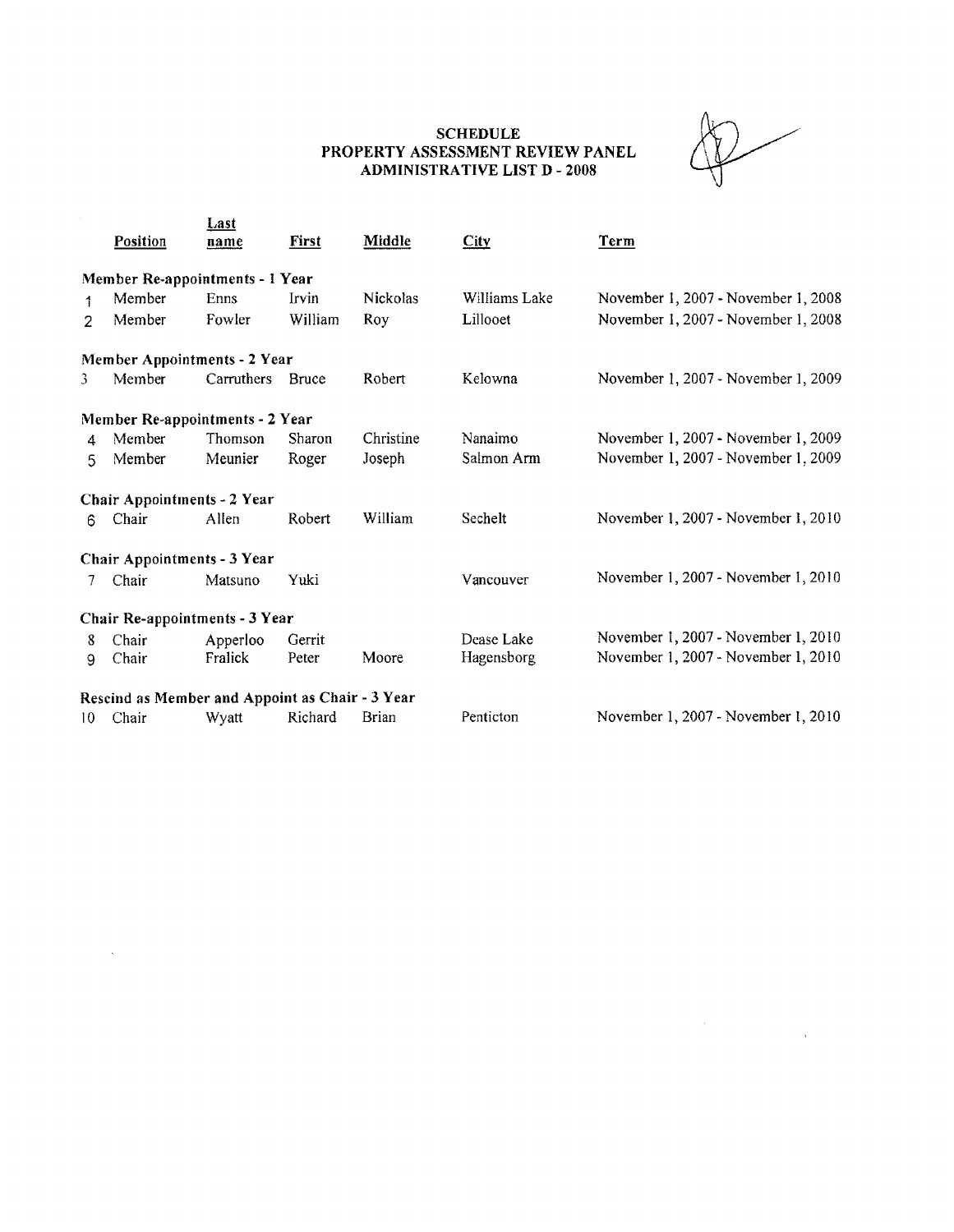# SCHEDULE
## PROPERTY ASSESSMENT REVIEW PANEL
## ADMINISTRATIVE LIST D - 2008

| | Position | Last name | First | Middle | City | Term |
|---|---|---|---|---|---|---|
| **Member Re-appointments - 1 Year** | | | | | | |
| 1 | Member | Enns | Irvin | Nickolas | Williams Lake | November 1, 2007 - November 1, 2008 |
| 2 | Member | Fowler | William | Roy | Lillooet | November 1, 2007 - November 1, 2008 |
| **Member Appointments - 2 Year** | | | | | | |
| 3 | Member | Carruthers | Bruce | Robert | Kelowna | November 1, 2007 - November 1, 2009 |
| **Member Re-appointments - 2 Year** | | | | | | |
| 4 | Member | Thomson | Sharon | Christine | Nanaimo | November 1, 2007 - November 1, 2009 |
| 5 | Member | Meunier | Roger | Joseph | Salmon Arm | November 1, 2007 - November 1, 2009 |
| **Chair Appointments - 2 Year** | | | | | | |
| 6 | Chair | Allen | Robert | William | Sechelt | November 1, 2007 - November 1, 2010 |
| **Chair Appointments - 3 Year** | | | | | | |
| 7 | Chair | Matsuno | Yuki | | Vancouver | November 1, 2007 - November 1, 2010 |
| **Chair Re-appointments - 3 Year** | | | | | | |
| 8 | Chair | Apperloo | Gerrit | | Dease Lake | November 1, 2007 - November 1, 2010 |
| 9 | Chair | Fralick | Peter | Moore | Hagensborg | November 1, 2007 - November 1, 2010 |
| **Rescind as Member and Appoint as Chair - 3 Year** | | | | | | |
| 10 | Chair | Wyatt | Richard | Brian | Penticton | November 1, 2007 - November 1, 2010 |